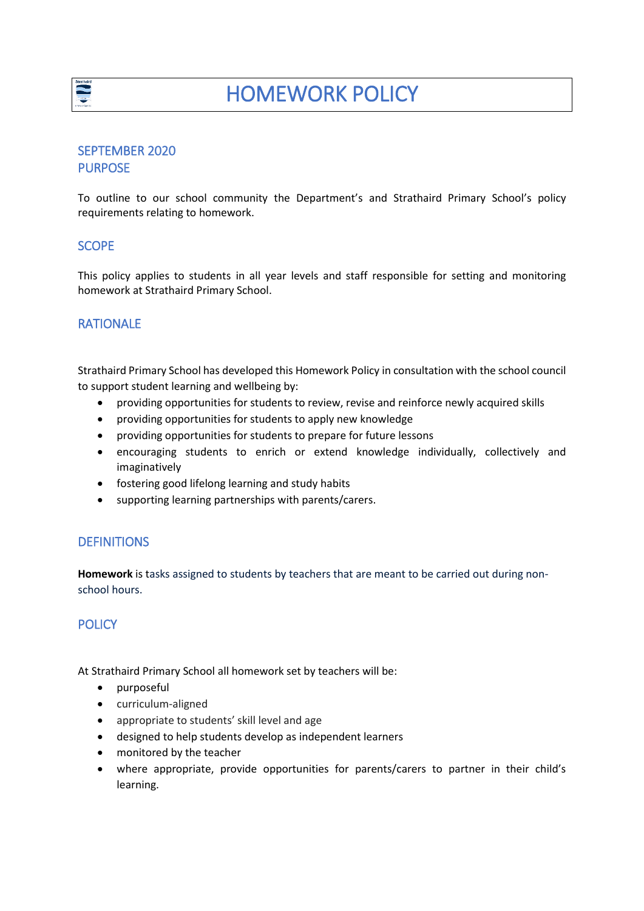# HOMEWORK POLICY

## SEPTEMBER 2020

## PURPOSE

To outline to our school community the Department's and Strathaird Primary School's policy requirements relating to homework.

## SCOPE

This policy applies to students in all year levels and staff responsible for setting and monitoring homework at Strathaird Primary School.

## RATIONALE

Strathaird Primary School has developed this Homework Policy in consultation with the school council to support student learning and wellbeing by:

- providing opportunities for students to review, revise and reinforce newly acquired skills
- providing opportunities for students to apply new knowledge
- providing opportunities for students to prepare for future lessons
- encouraging students to enrich or extend knowledge individually, collectively and imaginatively
- fostering good lifelong learning and study habits
- supporting learning partnerships with parents/carers.

## DEFINITIONS

**Homework** is tasks assigned to students by teachers that are meant to be carried out during non-school hours.

## POLICY

At Strathaird Primary School all homework set by teachers will be:

- purposeful
- curriculum-aligned
- appropriate to students' skill level and age
- designed to help students develop as independent learners
- monitored by the teacher
- where appropriate, provide opportunities for parents/carers to partner in their child's learning.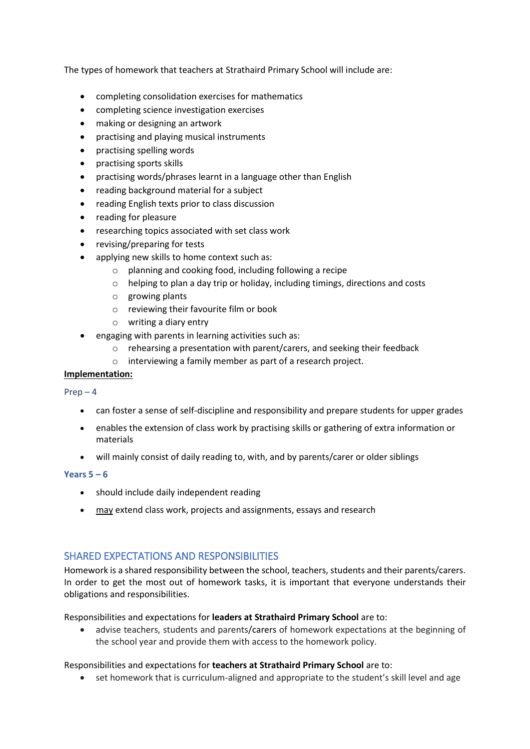The types of homework that teachers at Strathaird Primary School will include are:

- completing consolidation exercises for mathematics
- completing science investigation exercises
- making or designing an artwork
- practising and playing musical instruments
- practising spelling words
- practising sports skills
- practising words/phrases learnt in a language other than English
- reading background material for a subject
- reading English texts prior to class discussion
- reading for pleasure
- researching topics associated with set class work
- revising/preparing for tests
- applying new skills to home context such as:
    - planning and cooking food, including following a recipe
    - helping to plan a day trip or holiday, including timings, directions and costs
    - growing plants
    - reviewing their favourite film or book
    - writing a diary entry
- engaging with parents in learning activities such as:
    - rehearsing a presentation with parent/carers, and seeking their feedback
    - interviewing a family member as part of a research project.

**Implementation:**

Prep – 4

- can foster a sense of self-discipline and responsibility and prepare students for upper grades
- enables the extension of class work by practising skills or gathering of extra information or materials
- will mainly consist of daily reading to, with, and by parents/carer or older siblings

**Years 5 – 6**

- should include daily independent reading
- may extend class work, projects and assignments, essays and research

## SHARED EXPECTATIONS AND RESPONSIBILITIES

Homework is a shared responsibility between the school, teachers, students and their parents/carers. In order to get the most out of homework tasks, it is important that everyone understands their obligations and responsibilities.

Responsibilities and expectations for **leaders at Strathaird Primary School** are to:

- advise teachers, students and parents/carers of homework expectations at the beginning of the school year and provide them with access to the homework policy.

Responsibilities and expectations for **teachers at Strathaird Primary School** are to:

- set homework that is curriculum-aligned and appropriate to the student's skill level and age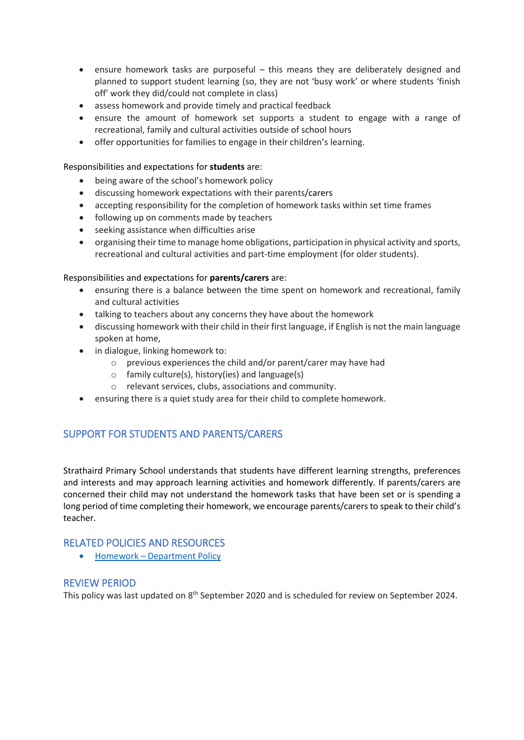- ensure homework tasks are purposeful – this means they are deliberately designed and planned to support student learning (so, they are not 'busy work' or where students 'finish off' work they did/could not complete in class)
- assess homework and provide timely and practical feedback
- ensure the amount of homework set supports a student to engage with a range of recreational, family and cultural activities outside of school hours
- offer opportunities for families to engage in their children's learning.

Responsibilities and expectations for **students** are:

- being aware of the school's homework policy
- discussing homework expectations with their parents/carers
- accepting responsibility for the completion of homework tasks within set time frames
- following up on comments made by teachers
- seeking assistance when difficulties arise
- organising their time to manage home obligations, participation in physical activity and sports, recreational and cultural activities and part-time employment (for older students).

Responsibilities and expectations for **parents/carers** are:

- ensuring there is a balance between the time spent on homework and recreational, family and cultural activities
- talking to teachers about any concerns they have about the homework
- discussing homework with their child in their first language, if English is not the main language spoken at home,
- in dialogue, linking homework to:
  - previous experiences the child and/or parent/carer may have had
  - family culture(s), history(ies) and language(s)
  - relevant services, clubs, associations and community.
- ensuring there is a quiet study area for their child to complete homework.

## SUPPORT FOR STUDENTS AND PARENTS/CARERS

Strathaird Primary School understands that students have different learning strengths, preferences and interests and may approach learning activities and homework differently. If parents/carers are concerned their child may not understand the homework tasks that have been set or is spending a long period of time completing their homework, we encourage parents/carers to speak to their child's teacher.

## RELATED POLICIES AND RESOURCES

- Homework – Department Policy

## REVIEW PERIOD

This policy was last updated on 8th September 2020 and is scheduled for review on September 2024.